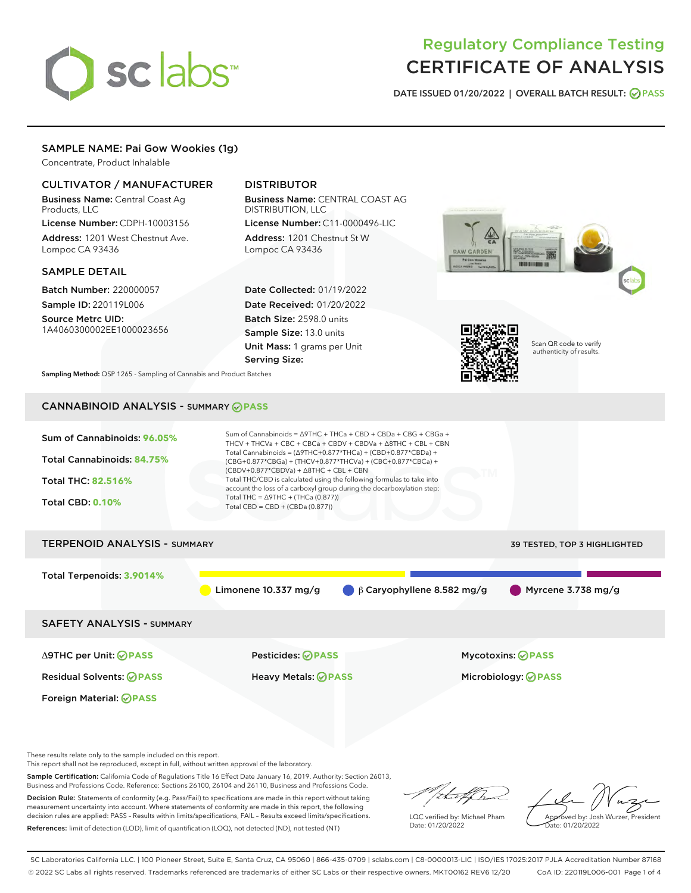# Regulatory Compliance Testing
# CERTIFICATE OF ANALYSIS

DATE ISSUED 01/20/2022 | OVERALL BATCH RESULT: PASS

## SAMPLE NAME: Pai Gow Wookies (1g)

Concentrate, Product Inhalable

### CULTIVATOR / MANUFACTURER

**Business Name:** Central Coast Ag Products, LLC

**License Number:** CDPH-10003156

**Address:** 1201 West Chestnut Ave. Lompoc CA 93436

### DISTRIBUTOR

**Business Name:** CENTRAL COAST AG DISTRIBUTION, LLC

**License Number:** C11-0000496-LIC

**Address:** 1201 Chestnut St W Lompoc CA 93436

### SAMPLE DETAIL

**Batch Number:** 220000057

**Sample ID:** 220119L006

**Source Metrc UID:** 1A4060300002EE1000023656

**Date Collected:** 01/19/2022

**Date Received:** 01/20/2022

**Batch Size:** 2598.0 units

**Sample Size:** 13.0 units

**Unit Mass:** 1 grams per Unit

**Serving Size:**

Scan QR code to verify authenticity of results.

**Sampling Method:** QSP 1265 - Sampling of Cannabis and Product Batches

## CANNABINOID ANALYSIS - SUMMARY PASS

**Sum of Cannabinoids:** 96.05%

**Total Cannabinoids:** 84.75%

**Total THC:** 82.516%

**Total CBD:** 0.10%

Sum of Cannabinoids = Δ9THC + THCa + CBD + CBDa + CBG + CBGa + THCV + THCVa + CBC + CBCa + CBDV + CBDVa + Δ8THC + CBL + CBN

Total Cannabinoids = (Δ9THC+0.877*THCa) + (CBD+0.877*CBDa) + (CBG+0.877*CBGa) + (THCV+0.877*THCVa) + (CBC+0.877*CBCa) + (CBDV+0.877*CBDVa) + Δ8THC + CBL + CBN

Total THC/CBD is calculated using the following formulas to take into account the loss of a carboxyl group during the decarboxylation step:

Total THC = Δ9THC + (THCa (0.877))

Total CBD = CBD + (CBDa (0.877))

## TERPENOID ANALYSIS - SUMMARY

39 TESTED, TOP 3 HIGHLIGHTED

**Total Terpenoids:** 3.9014%

Limonene 10.337 mg/g | β Caryophyllene 8.582 mg/g | Myrcene 3.738 mg/g

## SAFETY ANALYSIS - SUMMARY

| | | |
|---|---|---|
| Δ9THC per Unit: PASS | Pesticides: PASS | Mycotoxins: PASS |
| Residual Solvents: PASS | Heavy Metals: PASS | Microbiology: PASS |
| Foreign Material: PASS | | |

These results relate only to the sample included on this report.
This report shall not be reproduced, except in full, without written approval of the laboratory.

**Sample Certification:** California Code of Regulations Title 16 Effect Date January 16, 2019. Authority: Section 26013, Business and Professions Code. Reference: Sections 26100, 26104 and 26110, Business and Professions Code.

**Decision Rule:** Statements of conformity (e.g. Pass/Fail) to specifications are made in this report without taking measurement uncertainty into account. Where statements of conformity are made in this report, the following decision rules are applied: PASS – Results within limits/specifications, FAIL – Results exceed limits/specifications.

**References:** limit of detection (LOD), limit of quantification (LOQ), not detected (ND), not tested (NT)

LQC verified by: Michael Pham
Date: 01/20/2022

Approved by: Josh Wurzer, President
Date: 01/20/2022

SC Laboratories California LLC. | 100 Pioneer Street, Suite E, Santa Cruz, CA 95060 | 866-435-0709 | sclabs.com | C8-0000013-LIC | ISO/IES 17025:2017 PJLA Accreditation Number 87168
© 2022 SC Labs all rights reserved. Trademarks referenced are trademarks of either SC Labs or their respective owners. MKT00162 REV6 12/20 CoA ID: 220119L006-001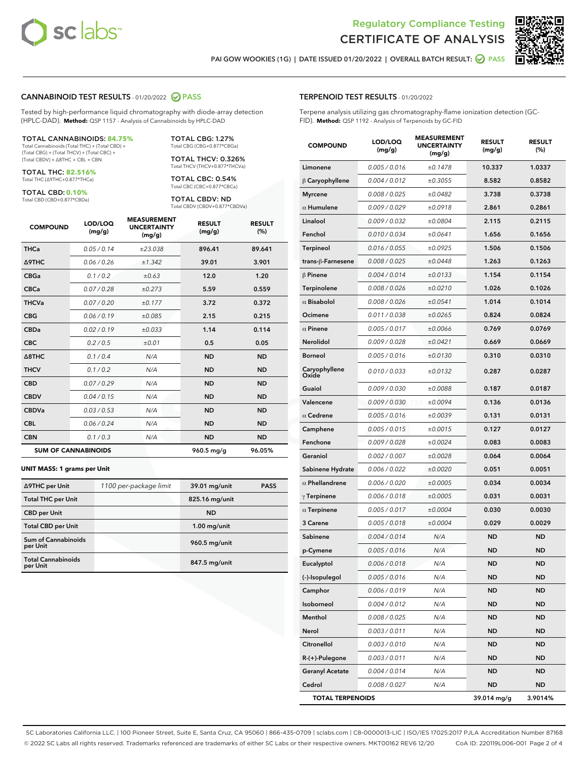# Regulatory Compliance Testing
# CERTIFICATE OF ANALYSIS

PAI GOW WOOKIES (1G) | DATE ISSUED 01/20/2022 | OVERALL BATCH RESULT: PASS

## CANNABINOID TEST RESULTS - 01/20/2022 PASS

Tested by high-performance liquid chromatography with diode-array detection (HPLC-DAD). **Method:** QSP 1157 - Analysis of Cannabinoids by HPLC-DAD

**TOTAL CANNABINOIDS: 84.75%**
Total Cannabinoids (Total THC) + (Total CBD) + (Total CBG) + (Total THCV) + (Total CBC) + (Total CBDV) + Δ8THC + CBL + CBN

**TOTAL THC: 82.516%**
Total THC (Δ9THC+0.877*THCa)

**TOTAL CBD: 0.10%**
Total CBD (CBD+0.877*CBDa)

**TOTAL CBG: 1.27%**
Total CBG (CBG+0.877*CBGa)

**TOTAL THCV: 0.326%**
Total THCV (THCV+0.877*THCVa)

**TOTAL CBC: 0.54%**
Total CBC (CBC+0.877*CBCa)

**TOTAL CBDV: ND**
Total CBDV (CBDV+0.877*CBDVa)

| COMPOUND | LOD/LOQ (mg/g) | MEASUREMENT UNCERTAINTY (mg/g) | RESULT (mg/g) | RESULT (%) |
|---|---|---|---|---|
| THCa | 0.05 / 0.14 | ±23.038 | 896.41 | 89.641 |
| Δ9THC | 0.06 / 0.26 | ±1.342 | 39.01 | 3.901 |
| CBGa | 0.1 / 0.2 | ±0.63 | 12.0 | 1.20 |
| CBCa | 0.07 / 0.28 | ±0.273 | 5.59 | 0.559 |
| THCVa | 0.07 / 0.20 | ±0.177 | 3.72 | 0.372 |
| CBG | 0.06 / 0.19 | ±0.085 | 2.15 | 0.215 |
| CBDa | 0.02 / 0.19 | ±0.033 | 1.14 | 0.114 |
| CBC | 0.2 / 0.5 | ±0.01 | 0.5 | 0.05 |
| Δ8THC | 0.1 / 0.4 | N/A | ND | ND |
| THCV | 0.1 / 0.2 | N/A | ND | ND |
| CBD | 0.07 / 0.29 | N/A | ND | ND |
| CBDV | 0.04 / 0.15 | N/A | ND | ND |
| CBDVa | 0.03 / 0.53 | N/A | ND | ND |
| CBL | 0.06 / 0.24 | N/A | ND | ND |
| CBN | 0.1 / 0.3 | N/A | ND | ND |
| **SUM OF CANNABINOIDS** | | | 960.5 mg/g | 96.05% |

**UNIT MASS: 1 grams per Unit**

| Δ9THC per Unit | 1100 per-package limit | 39.01 mg/unit | PASS |
|---|---|---|---|
| Total THC per Unit | | 825.16 mg/unit | |
| CBD per Unit | | ND | |
| Total CBD per Unit | | 1.00 mg/unit | |
| Sum of Cannabinoids per Unit | | 960.5 mg/unit | |
| Total Cannabinoids per Unit | | 847.5 mg/unit | |

## TERPENOID TEST RESULTS - 01/20/2022

Terpene analysis utilizing gas chromatography-flame ionization detection (GC-FID). **Method:** QSP 1192 - Analysis of Terpenoids by GC-FID

| COMPOUND | LOD/LOQ (mg/g) | MEASUREMENT UNCERTAINTY (mg/g) | RESULT (mg/g) | RESULT (%) |
|---|---|---|---|---|
| Limonene | 0.005 / 0.016 | ±0.1478 | 10.337 | 1.0337 |
| β Caryophyllene | 0.004 / 0.012 | ±0.3055 | 8.582 | 0.8582 |
| Myrcene | 0.008 / 0.025 | ±0.0482 | 3.738 | 0.3738 |
| α Humulene | 0.009 / 0.029 | ±0.0918 | 2.861 | 0.2861 |
| Linalool | 0.009 / 0.032 | ±0.0804 | 2.115 | 0.2115 |
| Fenchol | 0.010 / 0.034 | ±0.0641 | 1.656 | 0.1656 |
| Terpineol | 0.016 / 0.055 | ±0.0925 | 1.506 | 0.1506 |
| trans-β-Farnesene | 0.008 / 0.025 | ±0.0448 | 1.263 | 0.1263 |
| β Pinene | 0.004 / 0.014 | ±0.0133 | 1.154 | 0.1154 |
| Terpinolene | 0.008 / 0.026 | ±0.0210 | 1.026 | 0.1026 |
| α Bisabolol | 0.008 / 0.026 | ±0.0541 | 1.014 | 0.1014 |
| Ocimene | 0.011 / 0.038 | ±0.0265 | 0.824 | 0.0824 |
| α Pinene | 0.005 / 0.017 | ±0.0066 | 0.769 | 0.0769 |
| Nerolidol | 0.009 / 0.028 | ±0.0421 | 0.669 | 0.0669 |
| Borneol | 0.005 / 0.016 | ±0.0130 | 0.310 | 0.0310 |
| Caryophyllene Oxide | 0.010 / 0.033 | ±0.0132 | 0.287 | 0.0287 |
| Guaiol | 0.009 / 0.030 | ±0.0088 | 0.187 | 0.0187 |
| Valencene | 0.009 / 0.030 | ±0.0094 | 0.136 | 0.0136 |
| α Cedrene | 0.005 / 0.016 | ±0.0039 | 0.131 | 0.0131 |
| Camphene | 0.005 / 0.015 | ±0.0015 | 0.127 | 0.0127 |
| Fenchone | 0.009 / 0.028 | ±0.0024 | 0.083 | 0.0083 |
| Geraniol | 0.002 / 0.007 | ±0.0028 | 0.064 | 0.0064 |
| Sabinene Hydrate | 0.006 / 0.022 | ±0.0020 | 0.051 | 0.0051 |
| α Phellandrene | 0.006 / 0.020 | ±0.0005 | 0.034 | 0.0034 |
| γ Terpinene | 0.006 / 0.018 | ±0.0005 | 0.031 | 0.0031 |
| α Terpinene | 0.005 / 0.017 | ±0.0004 | 0.030 | 0.0030 |
| 3 Carene | 0.005 / 0.018 | ±0.0004 | 0.029 | 0.0029 |
| Sabinene | 0.004 / 0.014 | N/A | ND | ND |
| p-Cymene | 0.005 / 0.016 | N/A | ND | ND |
| Eucalyptol | 0.006 / 0.018 | N/A | ND | ND |
| (-)-Isopulegol | 0.005 / 0.016 | N/A | ND | ND |
| Camphor | 0.006 / 0.019 | N/A | ND | ND |
| Isoborneol | 0.004 / 0.012 | N/A | ND | ND |
| Menthol | 0.008 / 0.025 | N/A | ND | ND |
| Nerol | 0.003 / 0.011 | N/A | ND | ND |
| Citronellol | 0.003 / 0.010 | N/A | ND | ND |
| R-(+)-Pulegone | 0.003 / 0.011 | N/A | ND | ND |
| Geranyl Acetate | 0.004 / 0.014 | N/A | ND | ND |
| Cedrol | 0.008 / 0.027 | N/A | ND | ND |
| **TOTAL TERPENOIDS** | | | 39.014 mg/g | 3.9014% |

SC Laboratories California LLC. | 100 Pioneer Street, Suite E, Santa Cruz, CA 95060 | 866-435-0709 | sclabs.com | C8-0000013-LIC | ISO/IES 17025:2017 PJLA Accreditation Number 87168
© 2022 SC Labs all rights reserved. Trademarks referenced are trademarks of either SC Labs or their respective owners. MKT00162 REV6 12/20 CoA ID: 220119L006-001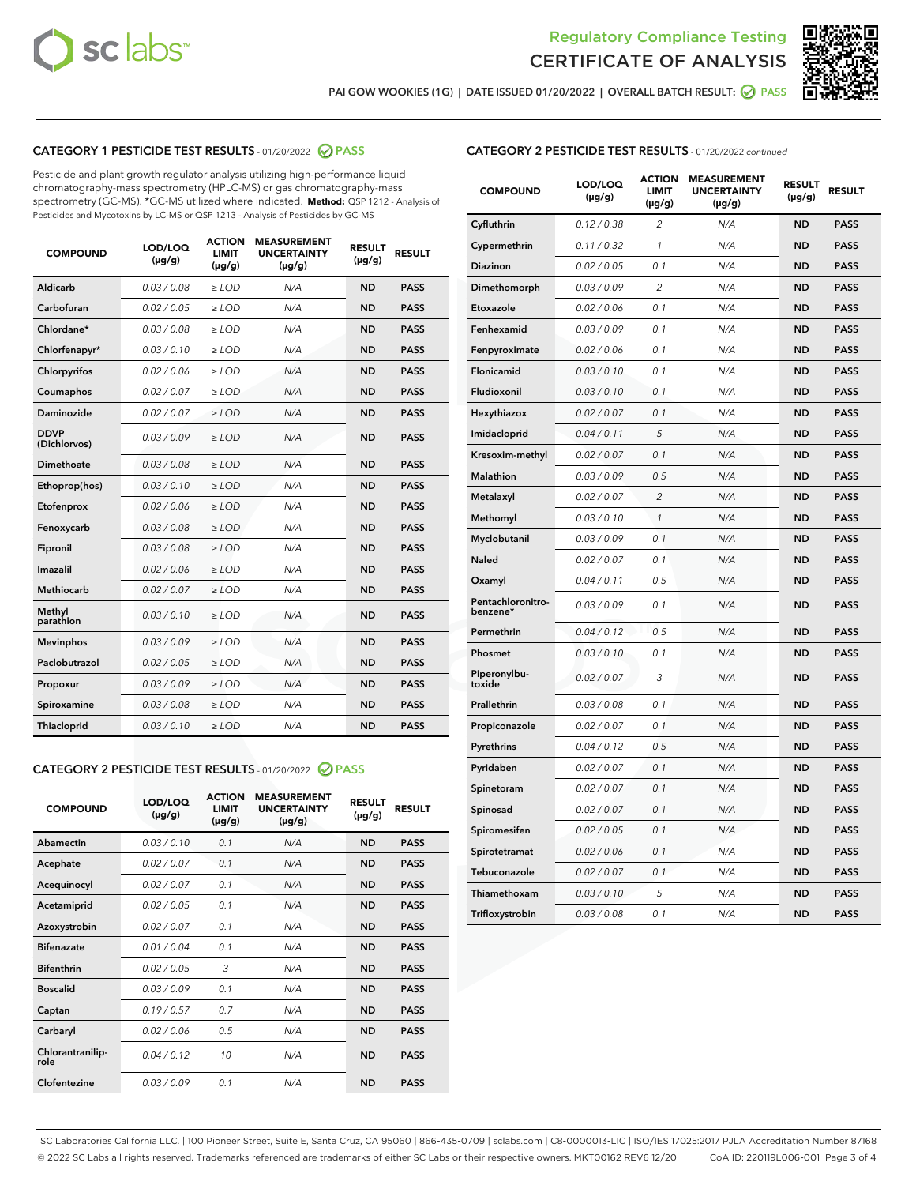Regulatory Compliance Testing

# CERTIFICATE OF ANALYSIS

PAI GOW WOOKIES (1G) | DATE ISSUED 01/20/2022 | OVERALL BATCH RESULT: PASS

## CATEGORY 1 PESTICIDE TEST RESULTS - 01/20/2022 PASS

Pesticide and plant growth regulator analysis utilizing high-performance liquid chromatography-mass spectrometry (HPLC-MS) or gas chromatography-mass spectrometry (GC-MS). *GC-MS utilized where indicated. **Method:** QSP 1212 - Analysis of Pesticides and Mycotoxins by LC-MS or QSP 1213 - Analysis of Pesticides by GC-MS

| COMPOUND | LOD/LOQ (µg/g) | ACTION LIMIT (µg/g) | MEASUREMENT UNCERTAINTY (µg/g) | RESULT (µg/g) | RESULT |
|---|---|---|---|---|---|
| Aldicarb | 0.03 / 0.08 | ≥ LOD | N/A | ND | PASS |
| Carbofuran | 0.02 / 0.05 | ≥ LOD | N/A | ND | PASS |
| Chlordane* | 0.03 / 0.08 | ≥ LOD | N/A | ND | PASS |
| Chlorfenapyr* | 0.03 / 0.10 | ≥ LOD | N/A | ND | PASS |
| Chlorpyrifos | 0.02 / 0.06 | ≥ LOD | N/A | ND | PASS |
| Coumaphos | 0.02 / 0.07 | ≥ LOD | N/A | ND | PASS |
| Daminozide | 0.02 / 0.07 | ≥ LOD | N/A | ND | PASS |
| DDVP (Dichlorvos) | 0.03 / 0.09 | ≥ LOD | N/A | ND | PASS |
| Dimethoate | 0.03 / 0.08 | ≥ LOD | N/A | ND | PASS |
| Ethoprop(hos) | 0.03 / 0.10 | ≥ LOD | N/A | ND | PASS |
| Etofenprox | 0.02 / 0.06 | ≥ LOD | N/A | ND | PASS |
| Fenoxycarb | 0.03 / 0.08 | ≥ LOD | N/A | ND | PASS |
| Fipronil | 0.03 / 0.08 | ≥ LOD | N/A | ND | PASS |
| Imazalil | 0.02 / 0.06 | ≥ LOD | N/A | ND | PASS |
| Methiocarb | 0.02 / 0.07 | ≥ LOD | N/A | ND | PASS |
| Methyl parathion | 0.03 / 0.10 | ≥ LOD | N/A | ND | PASS |
| Mevinphos | 0.03 / 0.09 | ≥ LOD | N/A | ND | PASS |
| Paclobutrazol | 0.02 / 0.05 | ≥ LOD | N/A | ND | PASS |
| Propoxur | 0.03 / 0.09 | ≥ LOD | N/A | ND | PASS |
| Spiroxamine | 0.03 / 0.08 | ≥ LOD | N/A | ND | PASS |
| Thiacloprid | 0.03 / 0.10 | ≥ LOD | N/A | ND | PASS |

## CATEGORY 2 PESTICIDE TEST RESULTS - 01/20/2022 PASS

| COMPOUND | LOD/LOQ (µg/g) | ACTION LIMIT (µg/g) | MEASUREMENT UNCERTAINTY (µg/g) | RESULT (µg/g) | RESULT |
|---|---|---|---|---|---|
| Abamectin | 0.03 / 0.10 | 0.1 | N/A | ND | PASS |
| Acephate | 0.02 / 0.07 | 0.1 | N/A | ND | PASS |
| Acequinocyl | 0.02 / 0.07 | 0.1 | N/A | ND | PASS |
| Acetamiprid | 0.02 / 0.05 | 0.1 | N/A | ND | PASS |
| Azoxystrobin | 0.02 / 0.07 | 0.1 | N/A | ND | PASS |
| Bifenazate | 0.01 / 0.04 | 0.1 | N/A | ND | PASS |
| Bifenthrin | 0.02 / 0.05 | 3 | N/A | ND | PASS |
| Boscalid | 0.03 / 0.09 | 0.1 | N/A | ND | PASS |
| Captan | 0.19 / 0.57 | 0.7 | N/A | ND | PASS |
| Carbaryl | 0.02 / 0.06 | 0.5 | N/A | ND | PASS |
| Chlorantraniliprole | 0.04 / 0.12 | 10 | N/A | ND | PASS |
| Clofentezine | 0.03 / 0.09 | 0.1 | N/A | ND | PASS |
| Cyfluthrin | 0.12 / 0.38 | 2 | N/A | ND | PASS |
| Cypermethrin | 0.11 / 0.32 | 1 | N/A | ND | PASS |
| Diazinon | 0.02 / 0.05 | 0.1 | N/A | ND | PASS |
| Dimethomorph | 0.03 / 0.09 | 2 | N/A | ND | PASS |
| Etoxazole | 0.02 / 0.06 | 0.1 | N/A | ND | PASS |
| Fenhexamid | 0.03 / 0.09 | 0.1 | N/A | ND | PASS |
| Fenpyroximate | 0.02 / 0.06 | 0.1 | N/A | ND | PASS |
| Flonicamid | 0.03 / 0.10 | 0.1 | N/A | ND | PASS |
| Fludioxonil | 0.03 / 0.10 | 0.1 | N/A | ND | PASS |
| Hexythiazox | 0.02 / 0.07 | 0.1 | N/A | ND | PASS |
| Imidacloprid | 0.04 / 0.11 | 5 | N/A | ND | PASS |
| Kresoxim-methyl | 0.02 / 0.07 | 0.1 | N/A | ND | PASS |
| Malathion | 0.03 / 0.09 | 0.5 | N/A | ND | PASS |
| Metalaxyl | 0.02 / 0.07 | 2 | N/A | ND | PASS |
| Methomyl | 0.03 / 0.10 | 1 | N/A | ND | PASS |
| Myclobutanil | 0.03 / 0.09 | 0.1 | N/A | ND | PASS |
| Naled | 0.02 / 0.07 | 0.1 | N/A | ND | PASS |
| Oxamyl | 0.04 / 0.11 | 0.5 | N/A | ND | PASS |
| Pentachloronitrobenzene* | 0.03 / 0.09 | 0.1 | N/A | ND | PASS |
| Permethrin | 0.04 / 0.12 | 0.5 | N/A | ND | PASS |
| Phosmet | 0.03 / 0.10 | 0.1 | N/A | ND | PASS |
| Piperonylbutoxide | 0.02 / 0.07 | 3 | N/A | ND | PASS |
| Prallethrin | 0.03 / 0.08 | 0.1 | N/A | ND | PASS |
| Propiconazole | 0.02 / 0.07 | 0.1 | N/A | ND | PASS |
| Pyrethrins | 0.04 / 0.12 | 0.5 | N/A | ND | PASS |
| Pyridaben | 0.02 / 0.07 | 0.1 | N/A | ND | PASS |
| Spinetoram | 0.02 / 0.07 | 0.1 | N/A | ND | PASS |
| Spinosad | 0.02 / 0.07 | 0.1 | N/A | ND | PASS |
| Spiromesifen | 0.02 / 0.05 | 0.1 | N/A | ND | PASS |
| Spirotetramat | 0.02 / 0.06 | 0.1 | N/A | ND | PASS |
| Tebuconazole | 0.02 / 0.07 | 0.1 | N/A | ND | PASS |
| Thiamethoxam | 0.03 / 0.10 | 5 | N/A | ND | PASS |
| Trifloxystrobin | 0.03 / 0.08 | 0.1 | N/A | ND | PASS |

SC Laboratories California LLC. | 100 Pioneer Street, Suite E, Santa Cruz, CA 95060 | 866-435-0709 | sclabs.com | C8-0000013-LIC | ISO/IES 17025:2017 PJLA Accreditation Number 87168
© 2022 SC Labs all rights reserved. Trademarks referenced are trademarks of either SC Labs or their respective owners. MKT00162 REV6 12/20 CoA ID: 220119L006-001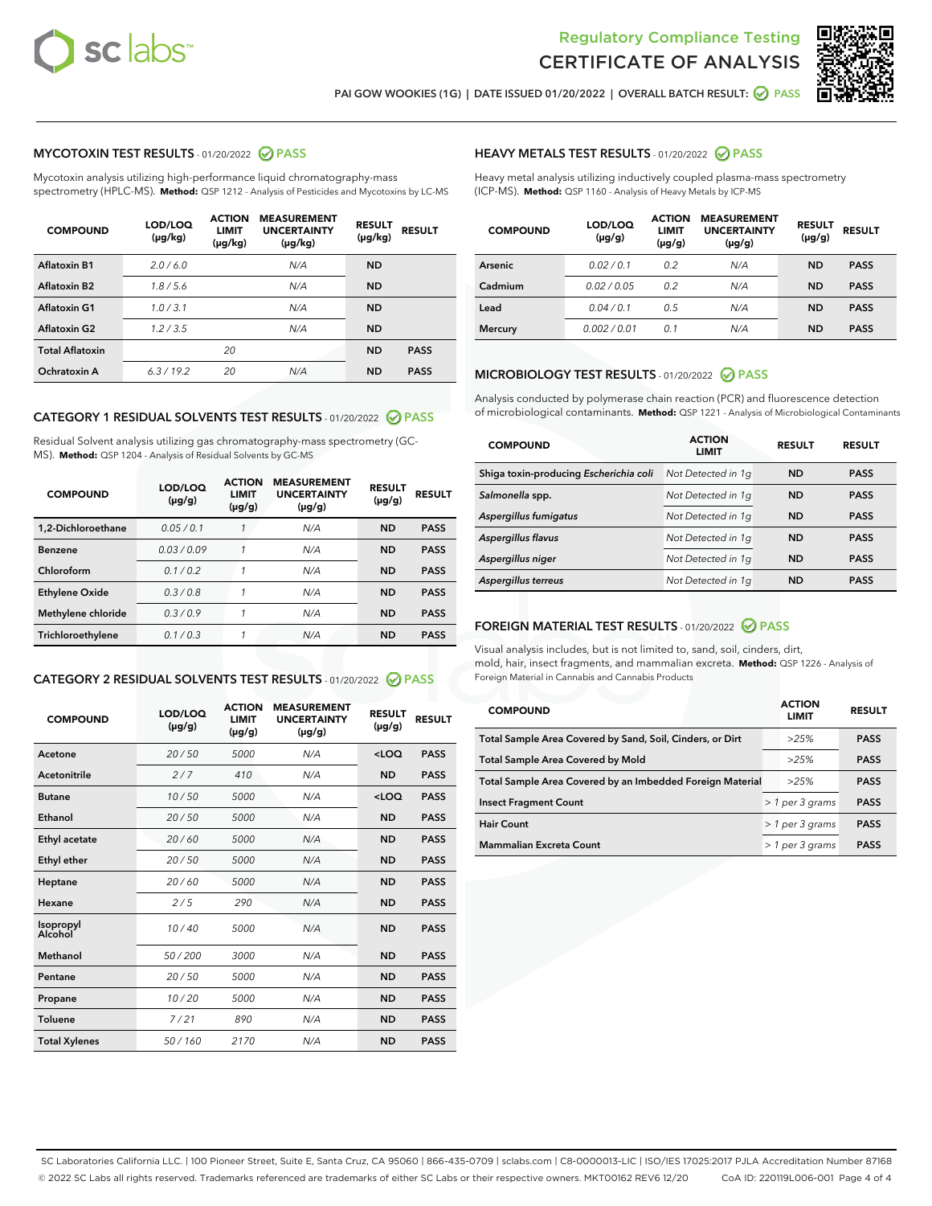Regulatory Compliance Testing

# CERTIFICATE OF ANALYSIS

PAI GOW WOOKIES (1G) | DATE ISSUED 01/20/2022 | OVERALL BATCH RESULT: PASS

## MYCOTOXIN TEST RESULTS - 01/20/2022 PASS

Mycotoxin analysis utilizing high-performance liquid chromatography-mass spectrometry (HPLC-MS). **Method:** QSP 1212 - Analysis of Pesticides and Mycotoxins by LC-MS

| COMPOUND | LOD/LOQ (µg/kg) | ACTION LIMIT (µg/kg) | MEASUREMENT UNCERTAINTY (µg/kg) | RESULT (µg/kg) | RESULT |
|---|---|---|---|---|---|
| Aflatoxin B1 | 2.0 / 6.0 | | N/A | ND | |
| Aflatoxin B2 | 1.8 / 5.6 | | N/A | ND | |
| Aflatoxin G1 | 1.0 / 3.1 | | N/A | ND | |
| Aflatoxin G2 | 1.2 / 3.5 | | N/A | ND | |
| Total Aflatoxin | | 20 | | ND | PASS |
| Ochratoxin A | 6.3 / 19.2 | 20 | N/A | ND | PASS |

## CATEGORY 1 RESIDUAL SOLVENTS TEST RESULTS - 01/20/2022 PASS

Residual Solvent analysis utilizing gas chromatography-mass spectrometry (GC-MS). **Method:** QSP 1204 - Analysis of Residual Solvents by GC-MS

| COMPOUND | LOD/LOQ (µg/g) | ACTION LIMIT (µg/g) | MEASUREMENT UNCERTAINTY (µg/g) | RESULT (µg/g) | RESULT |
|---|---|---|---|---|---|
| 1,2-Dichloroethane | 0.05 / 0.1 | 1 | N/A | ND | PASS |
| Benzene | 0.03 / 0.09 | 1 | N/A | ND | PASS |
| Chloroform | 0.1 / 0.2 | 1 | N/A | ND | PASS |
| Ethylene Oxide | 0.3 / 0.8 | 1 | N/A | ND | PASS |
| Methylene chloride | 0.3 / 0.9 | 1 | N/A | ND | PASS |
| Trichloroethylene | 0.1 / 0.3 | 1 | N/A | ND | PASS |

## CATEGORY 2 RESIDUAL SOLVENTS TEST RESULTS - 01/20/2022 PASS

| COMPOUND | LOD/LOQ (µg/g) | ACTION LIMIT (µg/g) | MEASUREMENT UNCERTAINTY (µg/g) | RESULT (µg/g) | RESULT |
|---|---|---|---|---|---|
| Acetone | 20 / 50 | 5000 | N/A | <LOQ | PASS |
| Acetonitrile | 2 / 7 | 410 | N/A | ND | PASS |
| Butane | 10 / 50 | 5000 | N/A | <LOQ | PASS |
| Ethanol | 20 / 50 | 5000 | N/A | ND | PASS |
| Ethyl acetate | 20 / 60 | 5000 | N/A | ND | PASS |
| Ethyl ether | 20 / 50 | 5000 | N/A | ND | PASS |
| Heptane | 20 / 60 | 5000 | N/A | ND | PASS |
| Hexane | 2 / 5 | 290 | N/A | ND | PASS |
| Isopropyl Alcohol | 10 / 40 | 5000 | N/A | ND | PASS |
| Methanol | 50 / 200 | 3000 | N/A | ND | PASS |
| Pentane | 20 / 50 | 5000 | N/A | ND | PASS |
| Propane | 10 / 20 | 5000 | N/A | ND | PASS |
| Toluene | 7 / 21 | 890 | N/A | ND | PASS |
| Total Xylenes | 50 / 160 | 2170 | N/A | ND | PASS |

## HEAVY METALS TEST RESULTS - 01/20/2022 PASS

Heavy metal analysis utilizing inductively coupled plasma-mass spectrometry (ICP-MS). **Method:** QSP 1160 - Analysis of Heavy Metals by ICP-MS

| COMPOUND | LOD/LOQ (µg/g) | ACTION LIMIT (µg/g) | MEASUREMENT UNCERTAINTY (µg/g) | RESULT (µg/g) | RESULT |
|---|---|---|---|---|---|
| Arsenic | 0.02 / 0.1 | 0.2 | N/A | ND | PASS |
| Cadmium | 0.02 / 0.05 | 0.2 | N/A | ND | PASS |
| Lead | 0.04 / 0.1 | 0.5 | N/A | ND | PASS |
| Mercury | 0.002 / 0.01 | 0.1 | N/A | ND | PASS |

## MICROBIOLOGY TEST RESULTS - 01/20/2022 PASS

Analysis conducted by polymerase chain reaction (PCR) and fluorescence detection of microbiological contaminants. **Method:** QSP 1221 - Analysis of Microbiological Contaminants

| COMPOUND | ACTION LIMIT | RESULT | RESULT |
|---|---|---|---|
| Shiga toxin-producing *Escherichia coli* | Not Detected in 1g | ND | PASS |
| *Salmonella* spp. | Not Detected in 1g | ND | PASS |
| *Aspergillus fumigatus* | Not Detected in 1g | ND | PASS |
| *Aspergillus flavus* | Not Detected in 1g | ND | PASS |
| *Aspergillus niger* | Not Detected in 1g | ND | PASS |
| *Aspergillus terreus* | Not Detected in 1g | ND | PASS |

## FOREIGN MATERIAL TEST RESULTS - 01/20/2022 PASS

Visual analysis includes, but is not limited to, sand, soil, cinders, dirt, mold, hair, insect fragments, and mammalian excreta. **Method:** QSP 1226 - Analysis of Foreign Material in Cannabis and Cannabis Products

| COMPOUND | ACTION LIMIT | RESULT |
|---|---|---|
| Total Sample Area Covered by Sand, Soil, Cinders, or Dirt | >25% | PASS |
| Total Sample Area Covered by Mold | >25% | PASS |
| Total Sample Area Covered by an Imbedded Foreign Material | >25% | PASS |
| Insect Fragment Count | > 1 per 3 grams | PASS |
| Hair Count | > 1 per 3 grams | PASS |
| Mammalian Excreta Count | > 1 per 3 grams | PASS |

SC Laboratories California LLC. | 100 Pioneer Street, Suite E, Santa Cruz, CA 95060 | 866-435-0709 | sclabs.com | C8-0000013-LIC | ISO/IES 17025:2017 PJLA Accreditation Number 87168
© 2022 SC Labs all rights reserved. Trademarks referenced are trademarks of either SC Labs or their respective owners. MKT00162 REV6 12/20 CoA ID: 220119L006-001